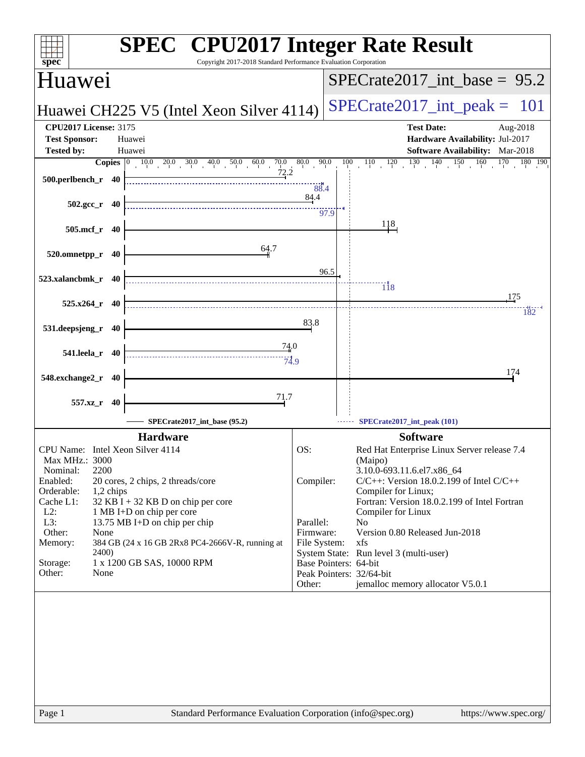# SPEC® CPU2017 Integer Rate Result

Copyright 2017-2018 Standard Performance Evaluation Corporation

## Huawei

**Huawei CH225 V5 (Intel Xeon Silver 4114)**

SPECrate2017_int_base = 95.2

SPECrate2017_int_peak = 101

| | | | |
|---|---|---|---|
| **CPU2017 License:** | 3175 | **Test Date:** | Aug-2018 |
| **Test Sponsor:** | Huawei | **Hardware Availability:** | Jul-2017 |
| **Tested by:** | Huawei | **Software Availability:** | Mar-2018 |

Copies 0 10.0 20.0 30.0 40.0 50.0 60.0 70.0 80.0 90.0 100 110 120 130 140 150 160 170 180 190

500.perlbench_r 40 72.2 88.4

502.gcc_r 40 84.4 97.9

505.mcf_r 40 118

520.omnetpp_r 40 64.7

523.xalancbmk_r 40 96.5 118

525.x264_r 40 175 182

531.deepsjeng_r 40 83.8

541.leela_r 40 74.0 74.9

548.exchange2_r 40 174

557.xz_r 40 71.7

SPECrate2017_int_base (95.2)

SPECrate2017_int_peak (101)

### Hardware

| | |
|---|---|
| CPU Name: | Intel Xeon Silver 4114 |
| Max MHz.: | 3000 |
| Nominal: | 2200 |
| Enabled: | 20 cores, 2 chips, 2 threads/core |
| Orderable: | 1,2 chips |
| Cache L1: | 32 KB I + 32 KB D on chip per core |
| L2: | 1 MB I+D on chip per core |
| L3: | 13.75 MB I+D on chip per chip |
| Other: | None |
| Memory: | 384 GB (24 x 16 GB 2Rx8 PC4-2666V-R, running at 2400) |
| Storage: | 1 x 1200 GB SAS, 10000 RPM |
| Other: | None |

### Software

| | |
|---|---|
| OS: | Red Hat Enterprise Linux Server release 7.4 (Maipo) 3.10.0-693.11.6.el7.x86_64 |
| Compiler: | C/C++: Version 18.0.2.199 of Intel C/C++ Compiler for Linux; Fortran: Version 18.0.2.199 of Intel Fortran Compiler for Linux |
| Parallel: | No |
| Firmware: | Version 0.80 Released Jun-2018 |
| File System: | xfs |
| System State: | Run level 3 (multi-user) |
| Base Pointers: | 64-bit |
| Peak Pointers: | 32/64-bit |
| Other: | jemalloc memory allocator V5.0.1 |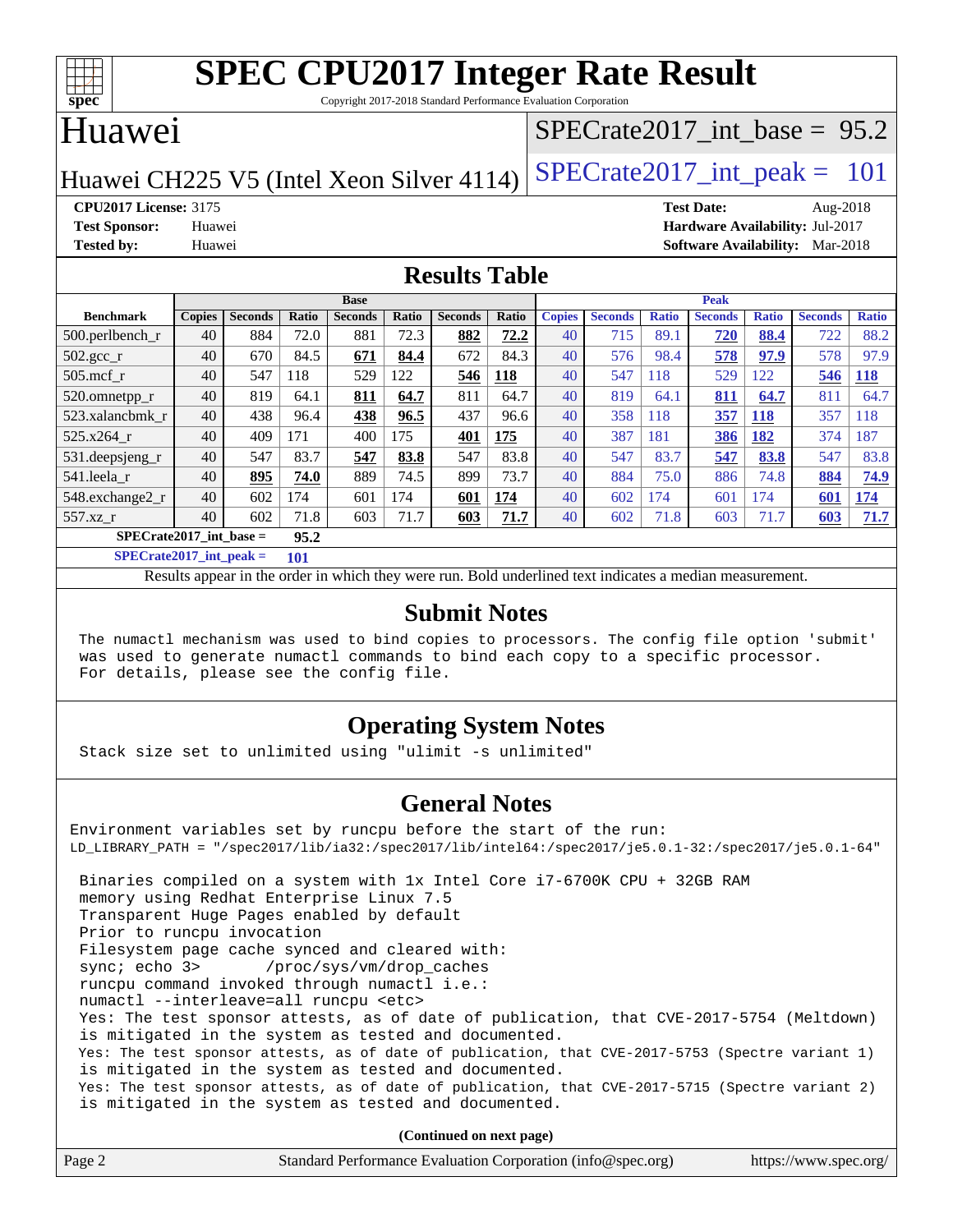# SPEC CPU2017 Integer Rate Result

Copyright 2017-2018 Standard Performance Evaluation Corporation

## Huawei

Huawei CH225 V5 (Intel Xeon Silver 4114)

SPECrate2017_int_base = 95.2

SPECrate2017_int_peak = 101

**CPU2017 License:** 3175
**Test Sponsor:** Huawei
**Tested by:** Huawei

**Test Date:** Aug-2018
**Hardware Availability:** Jul-2017
**Software Availability:** Mar-2018

## Results Table

| | Base | | | | | | | Peak | | | | | | |
|---|---|---|---|---|---|---|---|---|---|---|---|---|---|---|
| **Benchmark** | **Copies** | **Seconds** | **Ratio** | **Seconds** | **Ratio** | **Seconds** | **Ratio** | **Copies** | **Seconds** | **Ratio** | **Seconds** | **Ratio** | **Seconds** | **Ratio** |
| 500.perlbench_r | 40 | 884 | 72.0 | 881 | 72.3 | **882** | **72.2** | 40 | 715 | 89.1 | **720** | **88.4** | 722 | 88.2 |
| 502.gcc_r | 40 | 670 | 84.5 | **671** | **84.4** | 672 | 84.3 | 40 | 576 | 98.4 | **578** | **97.9** | 578 | 97.9 |
| 505.mcf_r | 40 | 547 | 118 | 529 | 122 | **546** | **118** | 40 | 547 | 118 | 529 | 122 | **546** | **118** |
| 520.omnetpp_r | 40 | 819 | 64.1 | **811** | **64.7** | 811 | 64.7 | 40 | 819 | 64.1 | **811** | **64.7** | 811 | 64.7 |
| 523.xalancbmk_r | 40 | 438 | 96.4 | **438** | **96.5** | 437 | 96.6 | 40 | 358 | 118 | **357** | **118** | 357 | 118 |
| 525.x264_r | 40 | 409 | 171 | 400 | 175 | **401** | **175** | 40 | 387 | 181 | **386** | **182** | 374 | 187 |
| 531.deepsjeng_r | 40 | 547 | 83.7 | **547** | **83.8** | 547 | 83.8 | 40 | 547 | 83.7 | **547** | **83.8** | 547 | 83.8 |
| 541.leela_r | 40 | **895** | **74.0** | 889 | 74.5 | 899 | 73.7 | 40 | 884 | 75.0 | 886 | 74.8 | **884** | **74.9** |
| 548.exchange2_r | 40 | 602 | 174 | 601 | 174 | **601** | **174** | 40 | 602 | 174 | 601 | 174 | **601** | **174** |
| 557.xz_r | 40 | 602 | 71.8 | 603 | 71.7 | **603** | **71.7** | 40 | 602 | 71.8 | 603 | 71.7 | **603** | **71.7** |

**SPECrate2017_int_base = 95.2**

**SPECrate2017_int_peak = 101**

Results appear in the order in which they were run. Bold underlined text indicates a median measurement.

## Submit Notes

```
The numactl mechanism was used to bind copies to processors. The config file option 'submit'
was used to generate numactl commands to bind each copy to a specific processor.
For details, please see the config file.
```

## Operating System Notes

```
Stack size set to unlimited using "ulimit -s unlimited"
```

## General Notes

```
Environment variables set by runcpu before the start of the run:
LD_LIBRARY_PATH = "/spec2017/lib/ia32:/spec2017/lib/intel64:/spec2017/je5.0.1-32:/spec2017/je5.0.1-64"

 Binaries compiled on a system with 1x Intel Core i7-6700K CPU + 32GB RAM
 memory using Redhat Enterprise Linux 7.5
 Transparent Huge Pages enabled by default
 Prior to runcpu invocation
 Filesystem page cache synced and cleared with:
 sync; echo 3>       /proc/sys/vm/drop_caches
 runcpu command invoked through numactl i.e.:
 numactl --interleave=all runcpu <etc>
 Yes: The test sponsor attests, as of date of publication, that CVE-2017-5754 (Meltdown)
 is mitigated in the system as tested and documented.
 Yes: The test sponsor attests, as of date of publication, that CVE-2017-5753 (Spectre variant 1)
 is mitigated in the system as tested and documented.
 Yes: The test sponsor attests, as of date of publication, that CVE-2017-5715 (Spectre variant 2)
 is mitigated in the system as tested and documented.
```

**(Continued on next page)**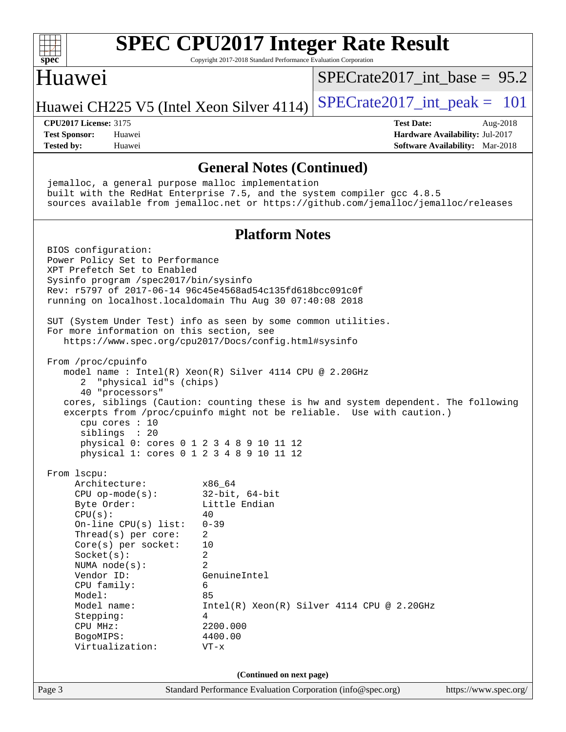# SPEC CPU2017 Integer Rate Result

Copyright 2017-2018 Standard Performance Evaluation Corporation

## Huawei

Huawei CH225 V5 (Intel Xeon Silver 4114)

SPECrate2017_int_base = 95.2

SPECrate2017_int_peak = 101

**CPU2017 License:** 3175
**Test Sponsor:** Huawei
**Tested by:** Huawei

**Test Date:** Aug-2018
**Hardware Availability:** Jul-2017
**Software Availability:** Mar-2018

### General Notes (Continued)

```
jemalloc, a general purpose malloc implementation
built with the RedHat Enterprise 7.5, and the system compiler gcc 4.8.5
sources available from jemalloc.net or https://github.com/jemalloc/jemalloc/releases
```

### Platform Notes

```
BIOS configuration:
Power Policy Set to Performance
XPT Prefetch Set to Enabled
Sysinfo program /spec2017/bin/sysinfo
Rev: r5797 of 2017-06-14 96c45e4568ad54c135fd618bcc091c0f
running on localhost.localdomain Thu Aug 30 07:40:08 2018

SUT (System Under Test) info as seen by some common utilities.
For more information on this section, see
   https://www.spec.org/cpu2017/Docs/config.html#sysinfo

From /proc/cpuinfo
   model name : Intel(R) Xeon(R) Silver 4114 CPU @ 2.20GHz
      2  "physical id"s (chips)
      40 "processors"
   cores, siblings (Caution: counting these is hw and system dependent. The following
   excerpts from /proc/cpuinfo might not be reliable.  Use with caution.)
      cpu cores : 10
      siblings  : 20
      physical 0: cores 0 1 2 3 4 8 9 10 11 12
      physical 1: cores 0 1 2 3 4 8 9 10 11 12

From lscpu:
     Architecture:          x86_64
     CPU op-mode(s):        32-bit, 64-bit
     Byte Order:            Little Endian
     CPU(s):                40
     On-line CPU(s) list:   0-39
     Thread(s) per core:    2
     Core(s) per socket:    10
     Socket(s):             2
     NUMA node(s):          2
     Vendor ID:             GenuineIntel
     CPU family:            6
     Model:                 85
     Model name:            Intel(R) Xeon(R) Silver 4114 CPU @ 2.20GHz
     Stepping:              4
     CPU MHz:               2200.000
     BogoMIPS:              4400.00
     Virtualization:        VT-x
```

**(Continued on next page)**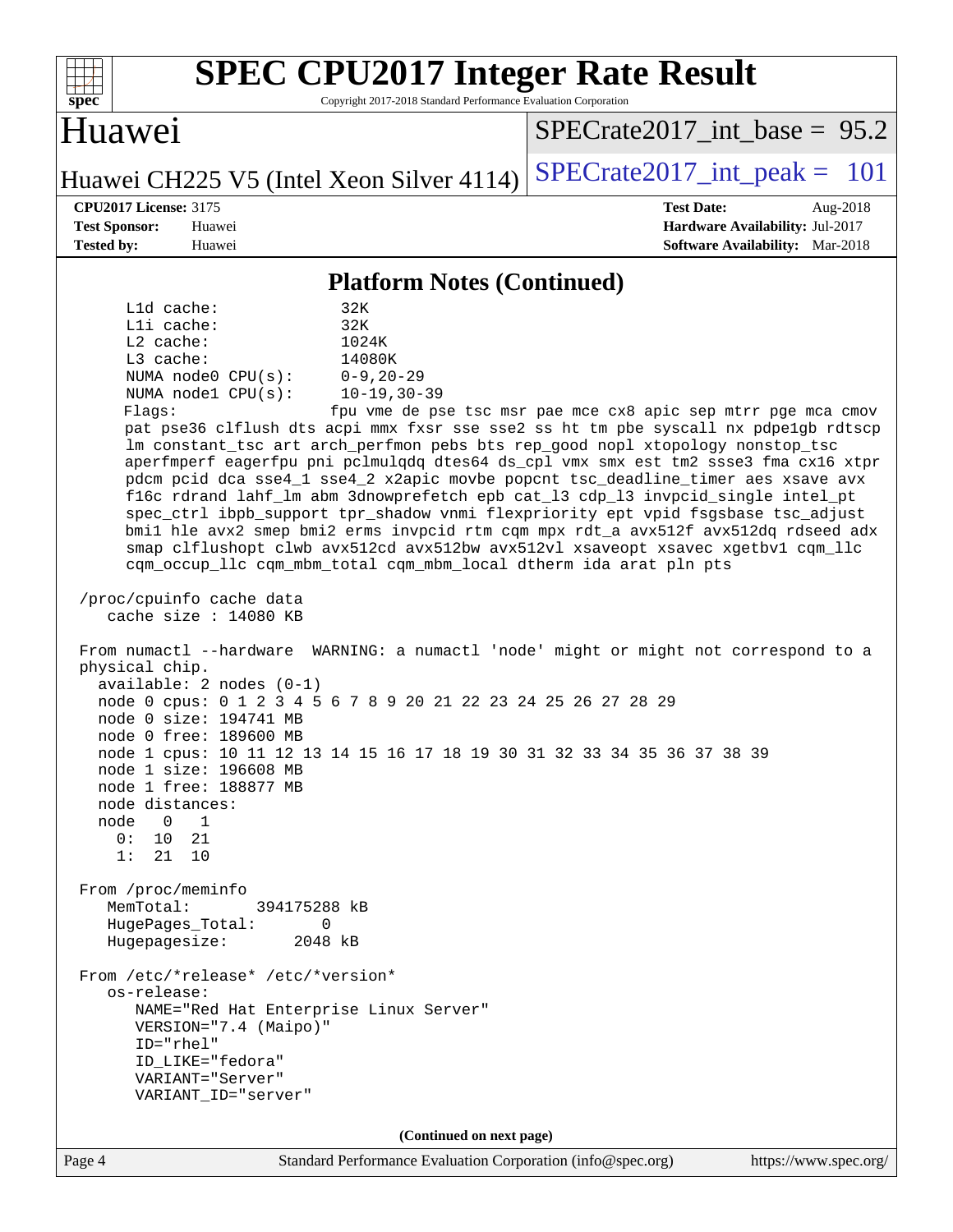## Platform Notes (Continued)

```
     L1d cache:             32K
     L1i cache:             32K
     L2 cache:              1024K
     L3 cache:              14080K
     NUMA node0 CPU(s):     0-9,20-29
     NUMA node1 CPU(s):     10-19,30-39
     Flags:                 fpu vme de pse tsc msr pae mce cx8 apic sep mtrr pge mca cmov
     pat pse36 clflush dts acpi mmx fxsr sse sse2 ss ht tm pbe syscall nx pdpe1gb rdtscp
     lm constant_tsc art arch_perfmon pebs bts rep_good nopl xtopology nonstop_tsc
     aperfmperf eagerfpu pni pclmulqdq dtes64 ds_cpl vmx smx est tm2 ssse3 fma cx16 xtpr
     pdcm pcid dca sse4_1 sse4_2 x2apic movbe popcnt tsc_deadline_timer aes xsave avx
     f16c rdrand lahf_lm abm 3dnowprefetch epb cat_l3 cdp_l3 invpcid_single intel_pt
     spec_ctrl ibpb_support tpr_shadow vnmi flexpriority ept vpid fsgsbase tsc_adjust
     bmi1 hle avx2 smep bmi2 erms invpcid rtm cqm mpx rdt_a avx512f avx512dq rdseed adx
     smap clflushopt clwb avx512cd avx512bw avx512vl xsaveopt xsavec xgetbv1 cqm_llc
     cqm_occup_llc cqm_mbm_total cqm_mbm_local dtherm ida arat pln pts

 /proc/cpuinfo cache data
    cache size : 14080 KB

 From numactl --hardware  WARNING: a numactl 'node' might or might not correspond to a
 physical chip.
   available: 2 nodes (0-1)
   node 0 cpus: 0 1 2 3 4 5 6 7 8 9 20 21 22 23 24 25 26 27 28 29
   node 0 size: 194741 MB
   node 0 free: 189600 MB
   node 1 cpus: 10 11 12 13 14 15 16 17 18 19 30 31 32 33 34 35 36 37 38 39
   node 1 size: 196608 MB
   node 1 free: 188877 MB
   node distances:
   node   0   1
     0:  10  21
     1:  21  10

 From /proc/meminfo
    MemTotal:       394175288 kB
    HugePages_Total:       0
    Hugepagesize:       2048 kB

 From /etc/*release* /etc/*version*
    os-release:
       NAME="Red Hat Enterprise Linux Server"
       VERSION="7.4 (Maipo)"
       ID="rhel"
       ID_LIKE="fedora"
       VARIANT="Server"
       VARIANT_ID="server"
```

**(Continued on next page)**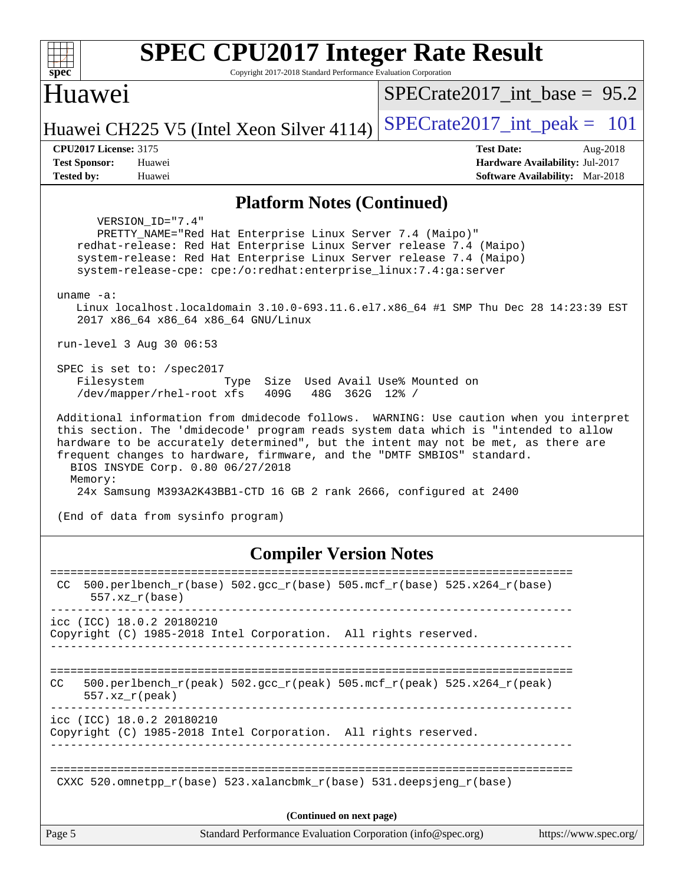# SPEC CPU2017 Integer Rate Result

Copyright 2017-2018 Standard Performance Evaluation Corporation

## Huawei

Huawei CH225 V5 (Intel Xeon Silver 4114)

SPECrate2017_int_base = 95.2

SPECrate2017_int_peak = 101

**CPU2017 License:** 3175
**Test Sponsor:** Huawei
**Tested by:** Huawei

**Test Date:** Aug-2018
**Hardware Availability:** Jul-2017
**Software Availability:** Mar-2018

### Platform Notes (Continued)

```
       VERSION_ID="7.4"
       PRETTY_NAME="Red Hat Enterprise Linux Server 7.4 (Maipo)"
    redhat-release: Red Hat Enterprise Linux Server release 7.4 (Maipo)
    system-release: Red Hat Enterprise Linux Server release 7.4 (Maipo)
    system-release-cpe: cpe:/o:redhat:enterprise_linux:7.4:ga:server

 uname -a:
    Linux localhost.localdomain 3.10.0-693.11.6.el7.x86_64 #1 SMP Thu Dec 28 14:23:39 EST
    2017 x86_64 x86_64 x86_64 GNU/Linux

 run-level 3 Aug 30 06:53

 SPEC is set to: /spec2017
    Filesystem            Type  Size  Used Avail Use% Mounted on
    /dev/mapper/rhel-root xfs   409G   48G  362G  12% /

 Additional information from dmidecode follows.  WARNING: Use caution when you interpret
 this section. The 'dmidecode' program reads system data which is "intended to allow
 hardware to be accurately determined", but the intent may not be met, as there are
 frequent changes to hardware, firmware, and the "DMTF SMBIOS" standard.
   BIOS INSYDE Corp. 0.80 06/27/2018
   Memory:
    24x Samsung M393A2K43BB1-CTD 16 GB 2 rank 2666, configured at 2400

 (End of data from sysinfo program)
```

### Compiler Version Notes

```
==============================================================================
 CC  500.perlbench_r(base) 502.gcc_r(base) 505.mcf_r(base) 525.x264_r(base)
      557.xz_r(base)
------------------------------------------------------------------------------
icc (ICC) 18.0.2 20180210
Copyright (C) 1985-2018 Intel Corporation.  All rights reserved.
------------------------------------------------------------------------------

==============================================================================
CC   500.perlbench_r(peak) 502.gcc_r(peak) 505.mcf_r(peak) 525.x264_r(peak)
     557.xz_r(peak)
------------------------------------------------------------------------------
icc (ICC) 18.0.2 20180210
Copyright (C) 1985-2018 Intel Corporation.  All rights reserved.
------------------------------------------------------------------------------

==============================================================================
 CXXC 520.omnetpp_r(base) 523.xalancbmk_r(base) 531.deepsjeng_r(base)
```

(Continued on next page)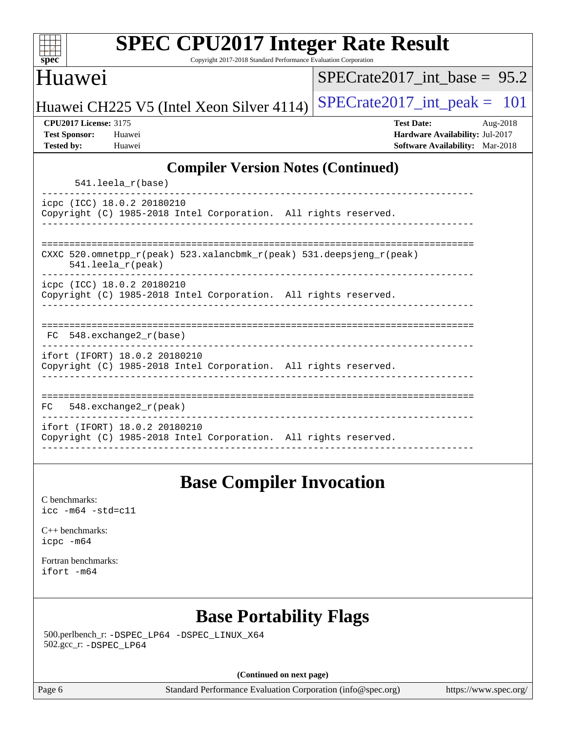## Compiler Version Notes (Continued)

```
      541.leela_r(base)
------------------------------------------------------------------------------
icpc (ICC) 18.0.2 20180210
Copyright (C) 1985-2018 Intel Corporation.  All rights reserved.
------------------------------------------------------------------------------

==============================================================================
CXXC 520.omnetpp_r(peak) 523.xalancbmk_r(peak) 531.deepsjeng_r(peak)
     541.leela_r(peak)
------------------------------------------------------------------------------
icpc (ICC) 18.0.2 20180210
Copyright (C) 1985-2018 Intel Corporation.  All rights reserved.
------------------------------------------------------------------------------

==============================================================================
 FC  548.exchange2_r(base)
------------------------------------------------------------------------------
ifort (IFORT) 18.0.2 20180210
Copyright (C) 1985-2018 Intel Corporation.  All rights reserved.
------------------------------------------------------------------------------

==============================================================================
FC   548.exchange2_r(peak)
------------------------------------------------------------------------------
ifort (IFORT) 18.0.2 20180210
Copyright (C) 1985-2018 Intel Corporation.  All rights reserved.
------------------------------------------------------------------------------
```

## Base Compiler Invocation

C benchmarks:
icc -m64 -std=c11

C++ benchmarks:
icpc -m64

Fortran benchmarks:
ifort -m64

## Base Portability Flags

500.perlbench_r: -DSPEC_LP64 -DSPEC_LINUX_X64
502.gcc_r: -DSPEC_LP64

**(Continued on next page)**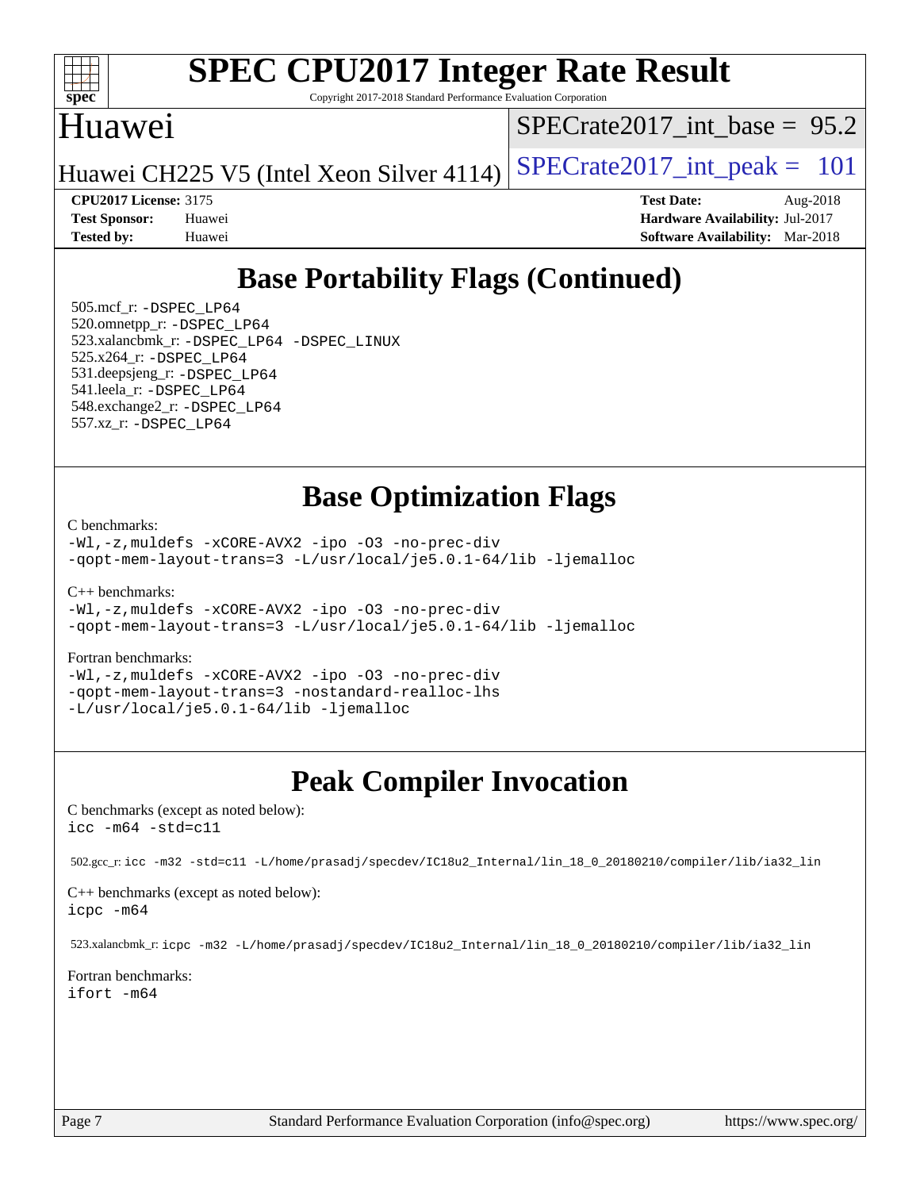# Base Portability Flags (Continued)

505.mcf_r: -DSPEC_LP64
520.omnetpp_r: -DSPEC_LP64
523.xalancbmk_r: -DSPEC_LP64 -DSPEC_LINUX
525.x264_r: -DSPEC_LP64
531.deepsjeng_r: -DSPEC_LP64
541.leela_r: -DSPEC_LP64
548.exchange2_r: -DSPEC_LP64
557.xz_r: -DSPEC_LP64

# Base Optimization Flags

C benchmarks:
-Wl,-z,muldefs -xCORE-AVX2 -ipo -O3 -no-prec-div
-qopt-mem-layout-trans=3 -L/usr/local/je5.0.1-64/lib -ljemalloc

C++ benchmarks:
-Wl,-z,muldefs -xCORE-AVX2 -ipo -O3 -no-prec-div
-qopt-mem-layout-trans=3 -L/usr/local/je5.0.1-64/lib -ljemalloc

Fortran benchmarks:
-Wl,-z,muldefs -xCORE-AVX2 -ipo -O3 -no-prec-div
-qopt-mem-layout-trans=3 -nostandard-realloc-lhs
-L/usr/local/je5.0.1-64/lib -ljemalloc

# Peak Compiler Invocation

C benchmarks (except as noted below):
icc -m64 -std=c11

502.gcc_r: icc -m32 -std=c11 -L/home/prasadj/specdev/IC18u2_Internal/lin_18_0_20180210/compiler/lib/ia32_lin

C++ benchmarks (except as noted below):
icpc -m64

523.xalancbmk_r: icpc -m32 -L/home/prasadj/specdev/IC18u2_Internal/lin_18_0_20180210/compiler/lib/ia32_lin

Fortran benchmarks:
ifort -m64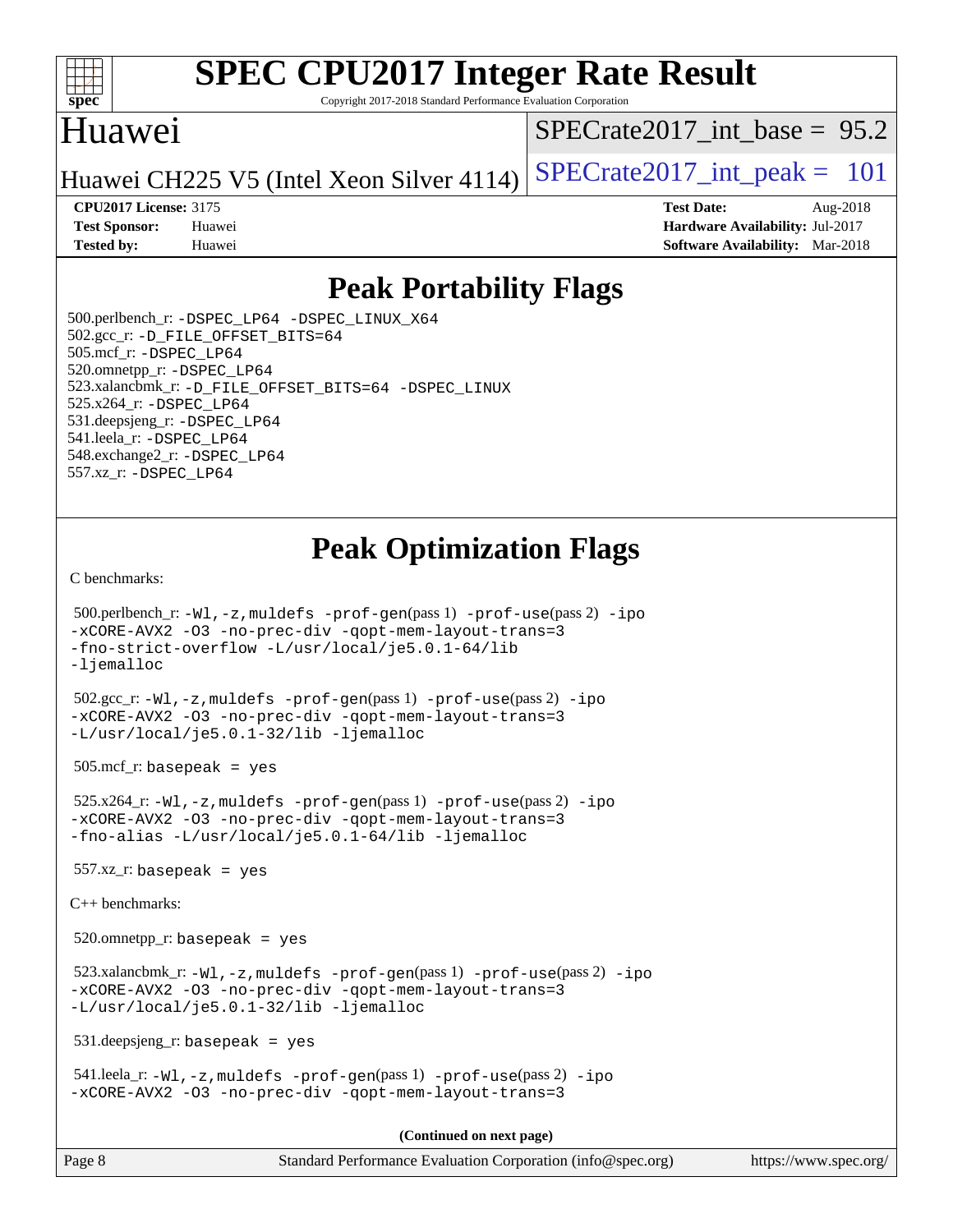# Peak Portability Flags

500.perlbench_r: -DSPEC_LP64 -DSPEC_LINUX_X64
502.gcc_r: -D_FILE_OFFSET_BITS=64
505.mcf_r: -DSPEC_LP64
520.omnetpp_r: -DSPEC_LP64
523.xalancbmk_r: -D_FILE_OFFSET_BITS=64 -DSPEC_LINUX
525.x264_r: -DSPEC_LP64
531.deepsjeng_r: -DSPEC_LP64
541.leela_r: -DSPEC_LP64
548.exchange2_r: -DSPEC_LP64
557.xz_r: -DSPEC_LP64

# Peak Optimization Flags

C benchmarks:

500.perlbench_r: -Wl,-z,muldefs -prof-gen(pass 1) -prof-use(pass 2) -ipo -xCORE-AVX2 -O3 -no-prec-div -qopt-mem-layout-trans=3 -fno-strict-overflow -L/usr/local/je5.0.1-64/lib -ljemalloc

502.gcc_r: -Wl,-z,muldefs -prof-gen(pass 1) -prof-use(pass 2) -ipo -xCORE-AVX2 -O3 -no-prec-div -qopt-mem-layout-trans=3 -L/usr/local/je5.0.1-32/lib -ljemalloc

505.mcf_r: basepeak = yes

525.x264_r: -Wl,-z,muldefs -prof-gen(pass 1) -prof-use(pass 2) -ipo -xCORE-AVX2 -O3 -no-prec-div -qopt-mem-layout-trans=3 -fno-alias -L/usr/local/je5.0.1-64/lib -ljemalloc

557.xz_r: basepeak = yes

C++ benchmarks:

520.omnetpp_r: basepeak = yes

523.xalancbmk_r: -Wl,-z,muldefs -prof-gen(pass 1) -prof-use(pass 2) -ipo -xCORE-AVX2 -O3 -no-prec-div -qopt-mem-layout-trans=3 -L/usr/local/je5.0.1-32/lib -ljemalloc

531.deepsjeng_r: basepeak = yes

541.leela_r: -Wl,-z,muldefs -prof-gen(pass 1) -prof-use(pass 2) -ipo -xCORE-AVX2 -O3 -no-prec-div -qopt-mem-layout-trans=3

**(Continued on next page)**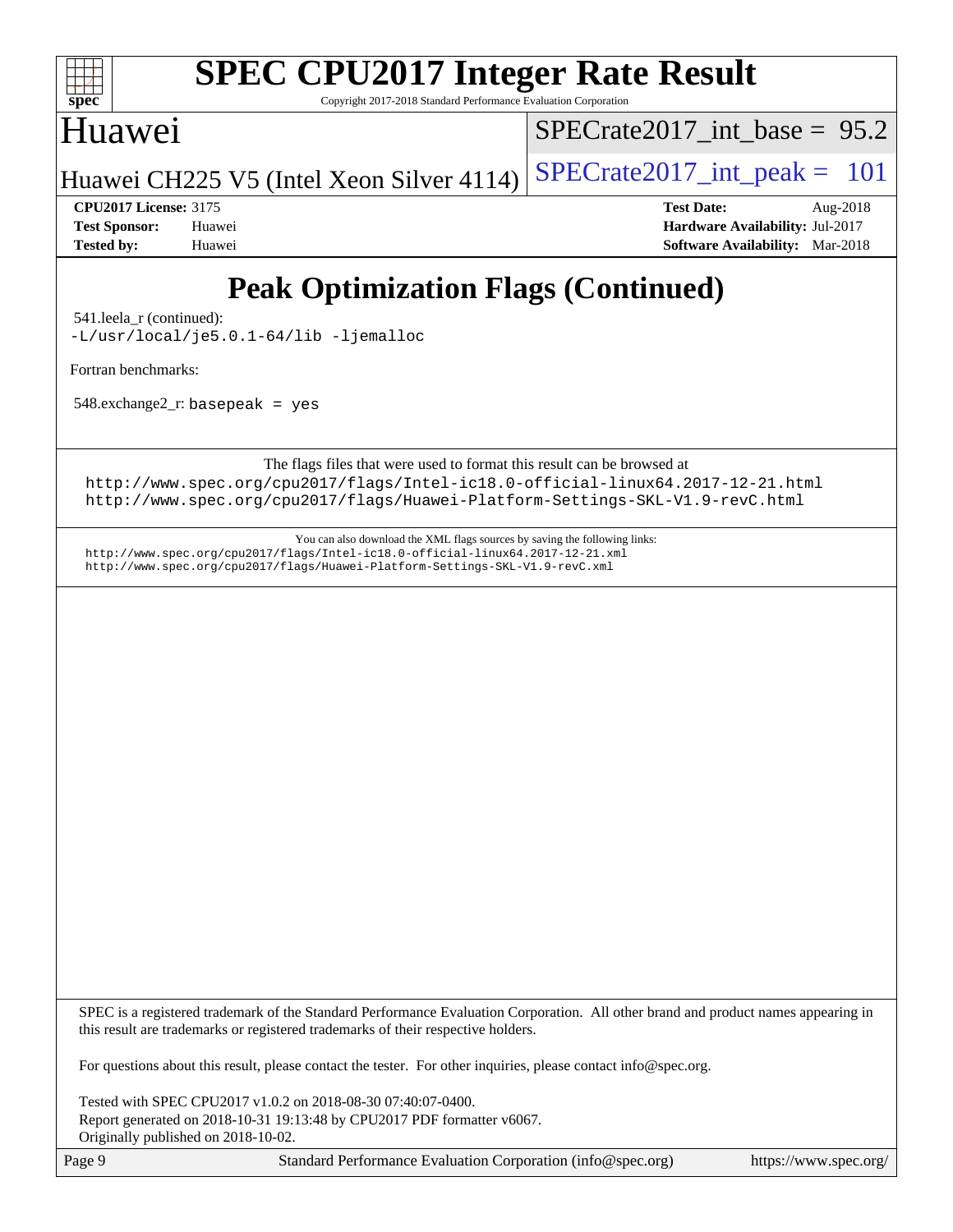# Peak Optimization Flags (Continued)

541.leela_r (continued):
-L/usr/local/je5.0.1-64/lib -ljemalloc

Fortran benchmarks:

548.exchange2_r: basepeak = yes

The flags files that were used to format this result can be browsed at
http://www.spec.org/cpu2017/flags/Intel-ic18.0-official-linux64.2017-12-21.html
http://www.spec.org/cpu2017/flags/Huawei-Platform-Settings-SKL-V1.9-revC.html

You can also download the XML flags sources by saving the following links:
http://www.spec.org/cpu2017/flags/Intel-ic18.0-official-linux64.2017-12-21.xml
http://www.spec.org/cpu2017/flags/Huawei-Platform-Settings-SKL-V1.9-revC.xml

SPEC is a registered trademark of the Standard Performance Evaluation Corporation. All other brand and product names appearing in this result are trademarks or registered trademarks of their respective holders.

For questions about this result, please contact the tester. For other inquiries, please contact info@spec.org.

Tested with SPEC CPU2017 v1.0.2 on 2018-08-30 07:40:07-0400.
Report generated on 2018-10-31 19:13:48 by CPU2017 PDF formatter v6067.
Originally published on 2018-10-02.